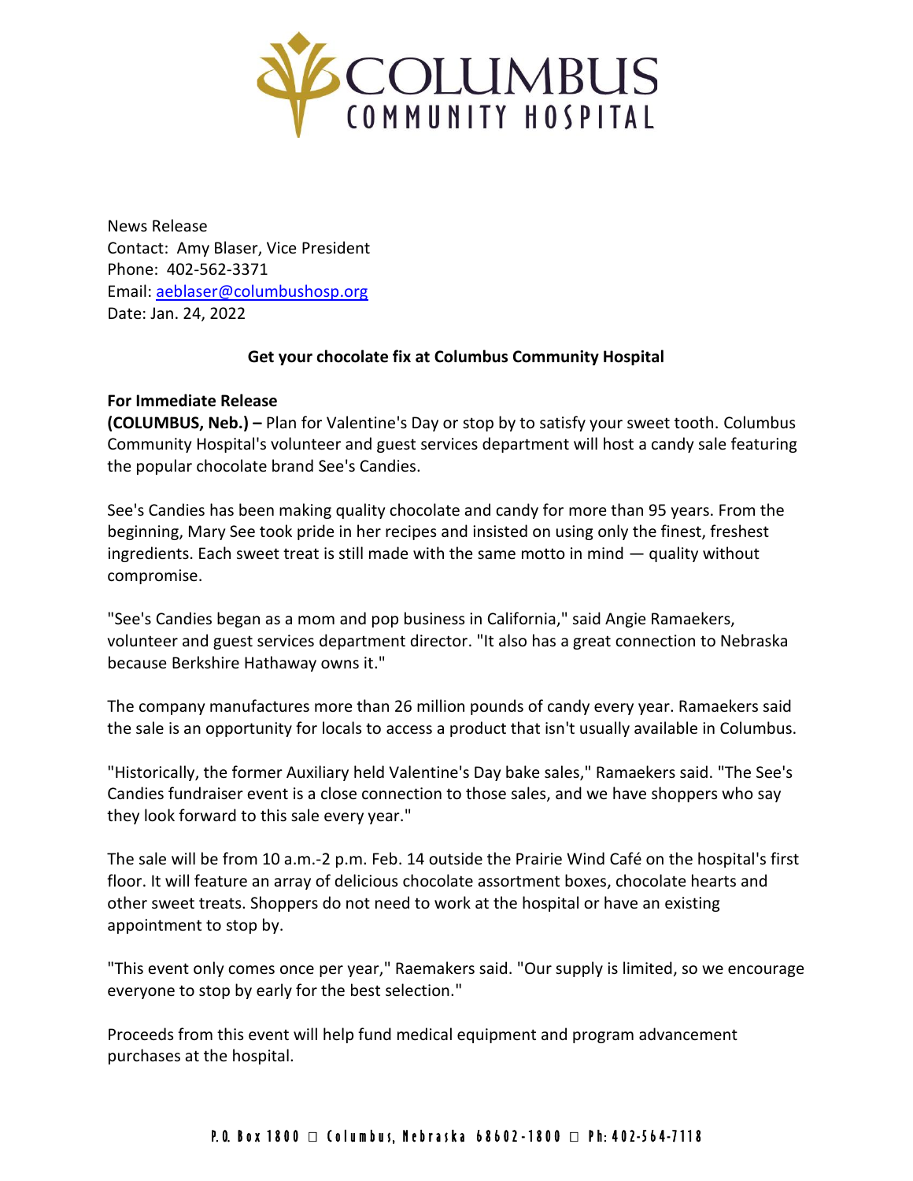# COLUMBUS COMMUNITY HOSPITAL

News Release
Contact: Amy Blaser, Vice President
Phone: 402-562-3371
Email: aeblaser@columbushosp.org
Date: Jan. 24, 2022

**Get your chocolate fix at Columbus Community Hospital**

**For Immediate Release**
**(COLUMBUS, Neb.) –** Plan for Valentine's Day or stop by to satisfy your sweet tooth. Columbus Community Hospital's volunteer and guest services department will host a candy sale featuring the popular chocolate brand See's Candies.

See's Candies has been making quality chocolate and candy for more than 95 years. From the beginning, Mary See took pride in her recipes and insisted on using only the finest, freshest ingredients. Each sweet treat is still made with the same motto in mind — quality without compromise.

"See's Candies began as a mom and pop business in California," said Angie Ramaekers, volunteer and guest services department director. "It also has a great connection to Nebraska because Berkshire Hathaway owns it."

The company manufactures more than 26 million pounds of candy every year. Ramaekers said the sale is an opportunity for locals to access a product that isn't usually available in Columbus.

"Historically, the former Auxiliary held Valentine's Day bake sales," Ramaekers said. "The See's Candies fundraiser event is a close connection to those sales, and we have shoppers who say they look forward to this sale every year."

The sale will be from 10 a.m.-2 p.m. Feb. 14 outside the Prairie Wind Café on the hospital's first floor. It will feature an array of delicious chocolate assortment boxes, chocolate hearts and other sweet treats. Shoppers do not need to work at the hospital or have an existing appointment to stop by.

"This event only comes once per year," Raemakers said. "Our supply is limited, so we encourage everyone to stop by early for the best selection."

Proceeds from this event will help fund medical equipment and program advancement purchases at the hospital.

P.O. Box 1800 □ Columbus, Nebraska 68602-1800 □ Ph: 402-564-7118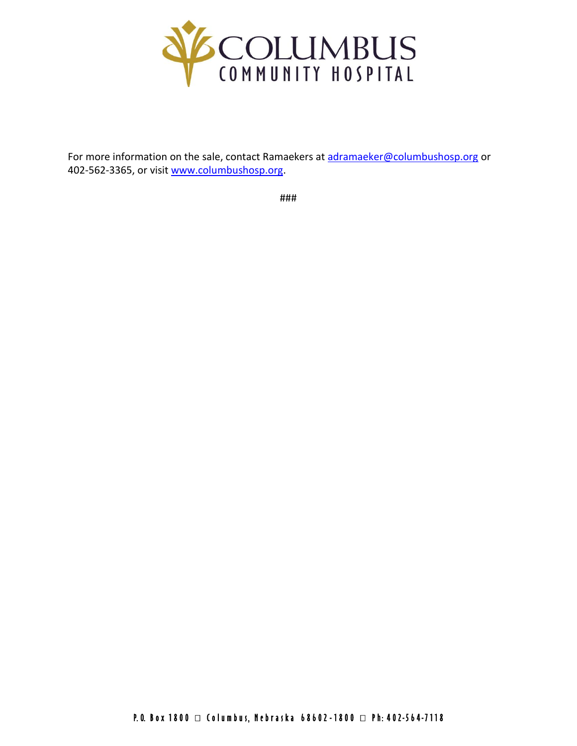For more information on the sale, contact Ramaekers at adramaeker@columbushosp.org or 402-562-3365, or visit www.columbushosp.org.

###